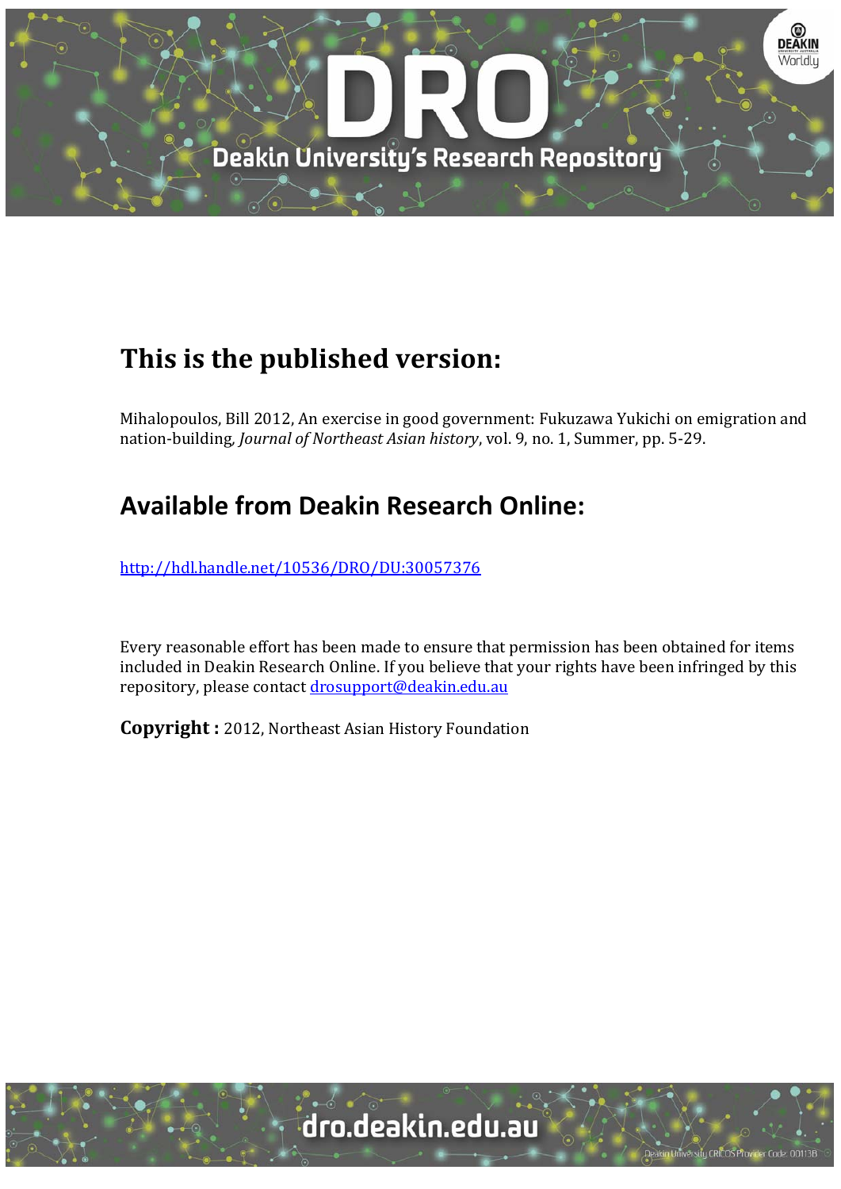# This is the published version:

Mihalopoulos, Bill 2012, An exercise in good government: Fukuzawa Yukichi on emigration and nation-building, *Journal of Northeast Asian history*, vol. 9, no. 1, Summer, pp. 5-29.

## Available from Deakin Research Online:

http://hdl.handle.net/10536/DRO/DU:30057376

Every reasonable effort has been made to ensure that permission has been obtained for items included in Deakin Research Online. If you believe that your rights have been infringed by this repository, please contact drosupport@deakin.edu.au

**Copyright :** 2012, Northeast Asian History Foundation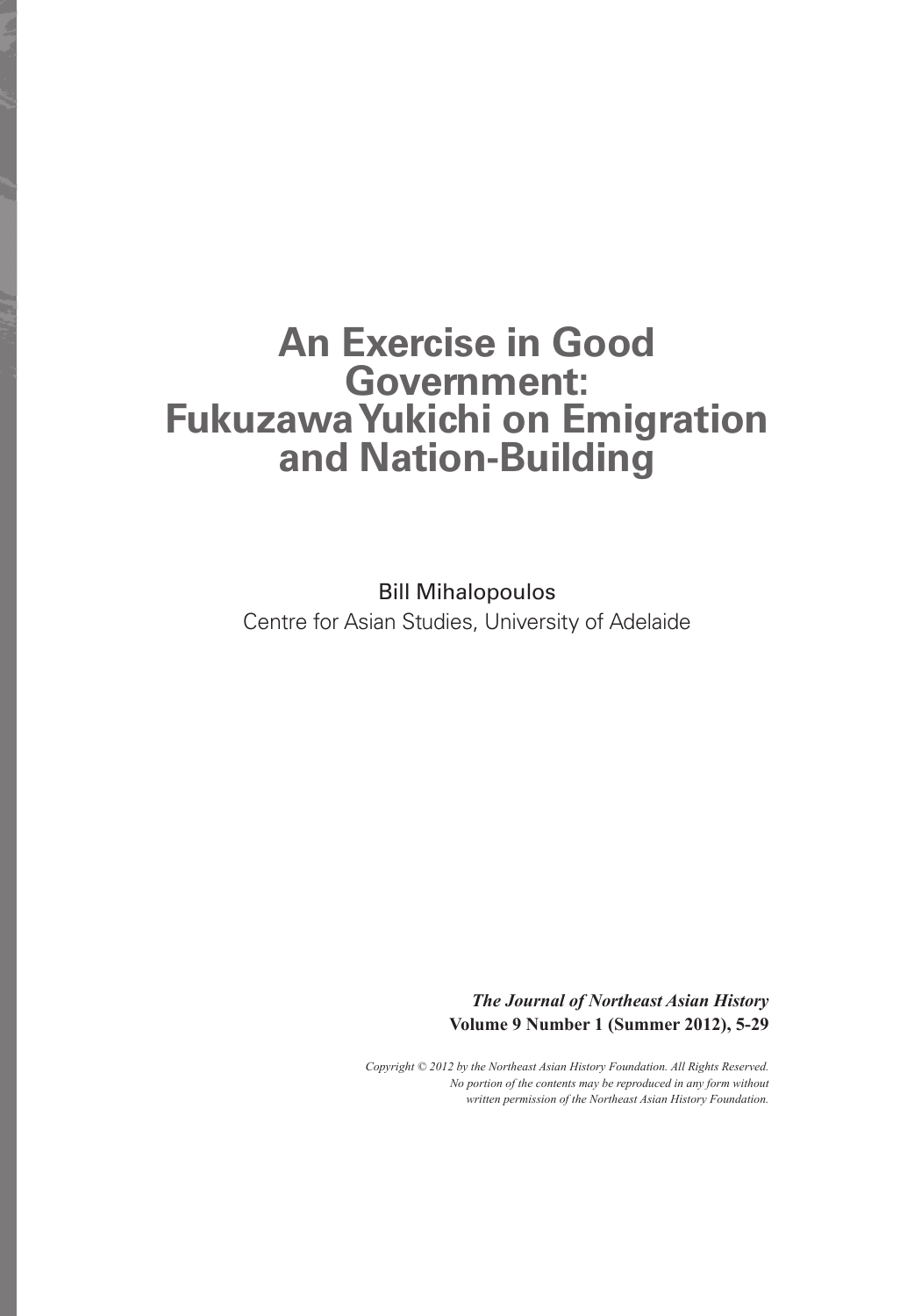# An Exercise in Good Government: Fukuzawa Yukichi on Emigration and Nation-Building

Bill Mihalopoulos

Centre for Asian Studies, University of Adelaide

***The Journal of Northeast Asian History***
**Volume 9 Number 1 (Summer 2012), 5-29**

*Copyright © 2012 by the Northeast Asian History Foundation. All Rights Reserved. No portion of the contents may be reproduced in any form without written permission of the Northeast Asian History Foundation.*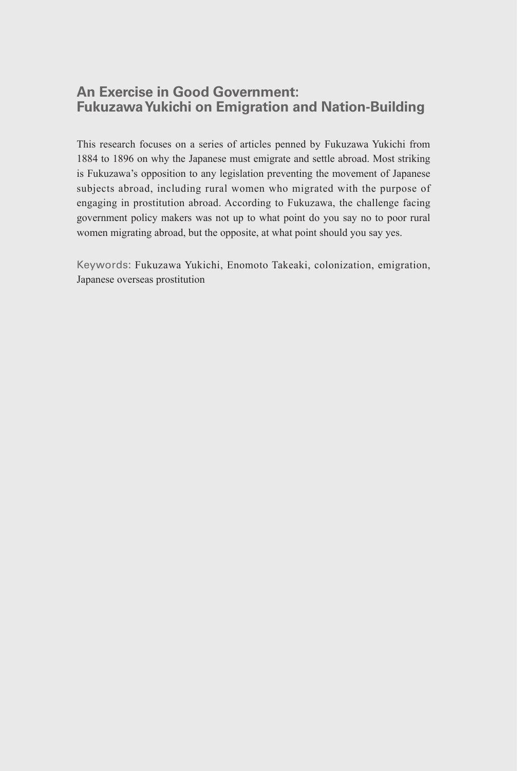## An Exercise in Good Government: Fukuzawa Yukichi on Emigration and Nation-Building

This research focuses on a series of articles penned by Fukuzawa Yukichi from 1884 to 1896 on why the Japanese must emigrate and settle abroad. Most striking is Fukuzawa's opposition to any legislation preventing the movement of Japanese subjects abroad, including rural women who migrated with the purpose of engaging in prostitution abroad. According to Fukuzawa, the challenge facing government policy makers was not up to what point do you say no to poor rural women migrating abroad, but the opposite, at what point should you say yes.

Keywords: Fukuzawa Yukichi, Enomoto Takeaki, colonization, emigration, Japanese overseas prostitution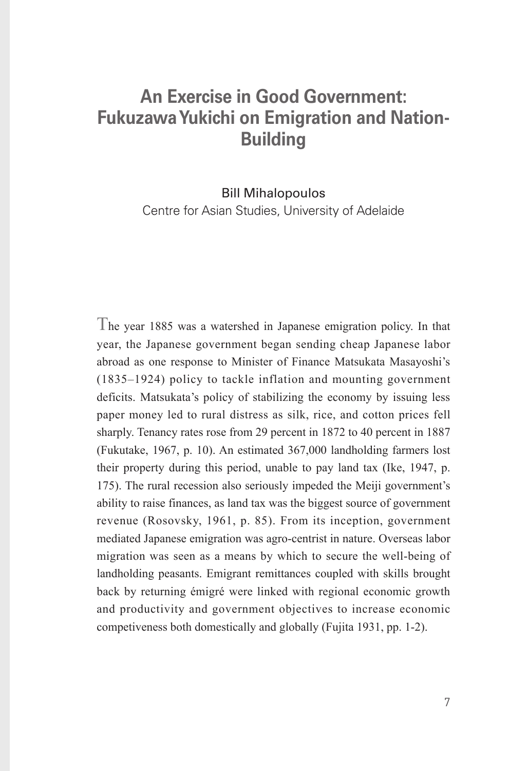# An Exercise in Good Government: Fukuzawa Yukichi on Emigration and Nation-Building

Bill Mihalopoulos
Centre for Asian Studies, University of Adelaide

The year 1885 was a watershed in Japanese emigration policy. In that year, the Japanese government began sending cheap Japanese labor abroad as one response to Minister of Finance Matsukata Masayoshi's (1835–1924) policy to tackle inflation and mounting government deficits. Matsukata's policy of stabilizing the economy by issuing less paper money led to rural distress as silk, rice, and cotton prices fell sharply. Tenancy rates rose from 29 percent in 1872 to 40 percent in 1887 (Fukutake, 1967, p. 10). An estimated 367,000 landholding farmers lost their property during this period, unable to pay land tax (Ike, 1947, p. 175). The rural recession also seriously impeded the Meiji government's ability to raise finances, as land tax was the biggest source of government revenue (Rosovsky, 1961, p. 85). From its inception, government mediated Japanese emigration was agro-centrist in nature. Overseas labor migration was seen as a means by which to secure the well-being of landholding peasants. Emigrant remittances coupled with skills brought back by returning émigré were linked with regional economic growth and productivity and government objectives to increase economic competiveness both domestically and globally (Fujita 1931, pp. 1-2).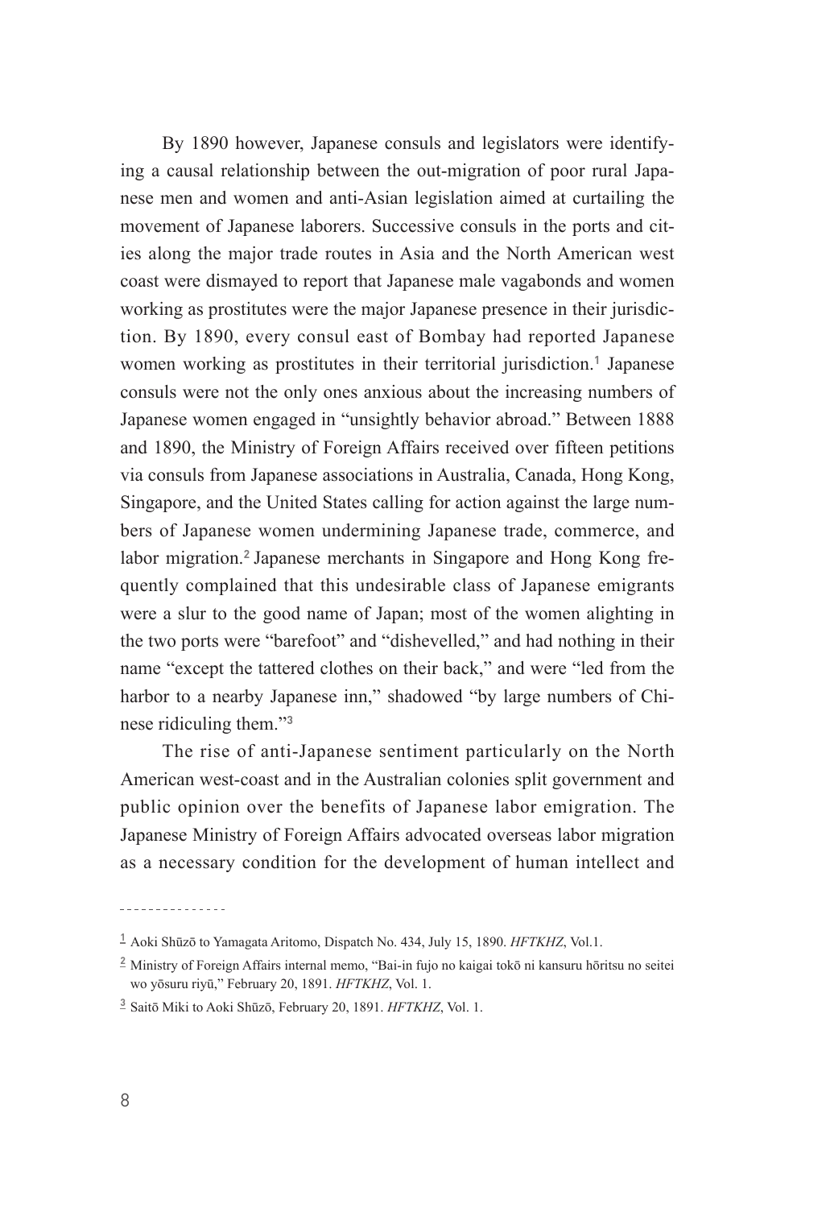By 1890 however, Japanese consuls and legislators were identifying a causal relationship between the out-migration of poor rural Japanese men and women and anti-Asian legislation aimed at curtailing the movement of Japanese laborers. Successive consuls in the ports and cities along the major trade routes in Asia and the North American west coast were dismayed to report that Japanese male vagabonds and women working as prostitutes were the major Japanese presence in their jurisdiction. By 1890, every consul east of Bombay had reported Japanese women working as prostitutes in their territorial jurisdiction.[1] Japanese consuls were not the only ones anxious about the increasing numbers of Japanese women engaged in "unsightly behavior abroad." Between 1888 and 1890, the Ministry of Foreign Affairs received over fifteen petitions via consuls from Japanese associations in Australia, Canada, Hong Kong, Singapore, and the United States calling for action against the large numbers of Japanese women undermining Japanese trade, commerce, and labor migration.[2] Japanese merchants in Singapore and Hong Kong frequently complained that this undesirable class of Japanese emigrants were a slur to the good name of Japan; most of the women alighting in the two ports were "barefoot" and "dishevelled," and had nothing in their name "except the tattered clothes on their back," and were "led from the harbor to a nearby Japanese inn," shadowed "by large numbers of Chinese ridiculing them."[3]

The rise of anti-Japanese sentiment particularly on the North American west-coast and in the Australian colonies split government and public opinion over the benefits of Japanese labor emigration. The Japanese Ministry of Foreign Affairs advocated overseas labor migration as a necessary condition for the development of human intellect and

---

[1] Aoki Shūzō to Yamagata Aritomo, Dispatch No. 434, July 15, 1890. *HFTKHZ*, Vol.1.

[2] Ministry of Foreign Affairs internal memo, "Bai-in fujo no kaigai tokō ni kansuru hōritsu no seitei wo yōsuru riyū," February 20, 1891. *HFTKHZ*, Vol. 1.

[3] Saitō Miki to Aoki Shūzō, February 20, 1891. *HFTKHZ*, Vol. 1.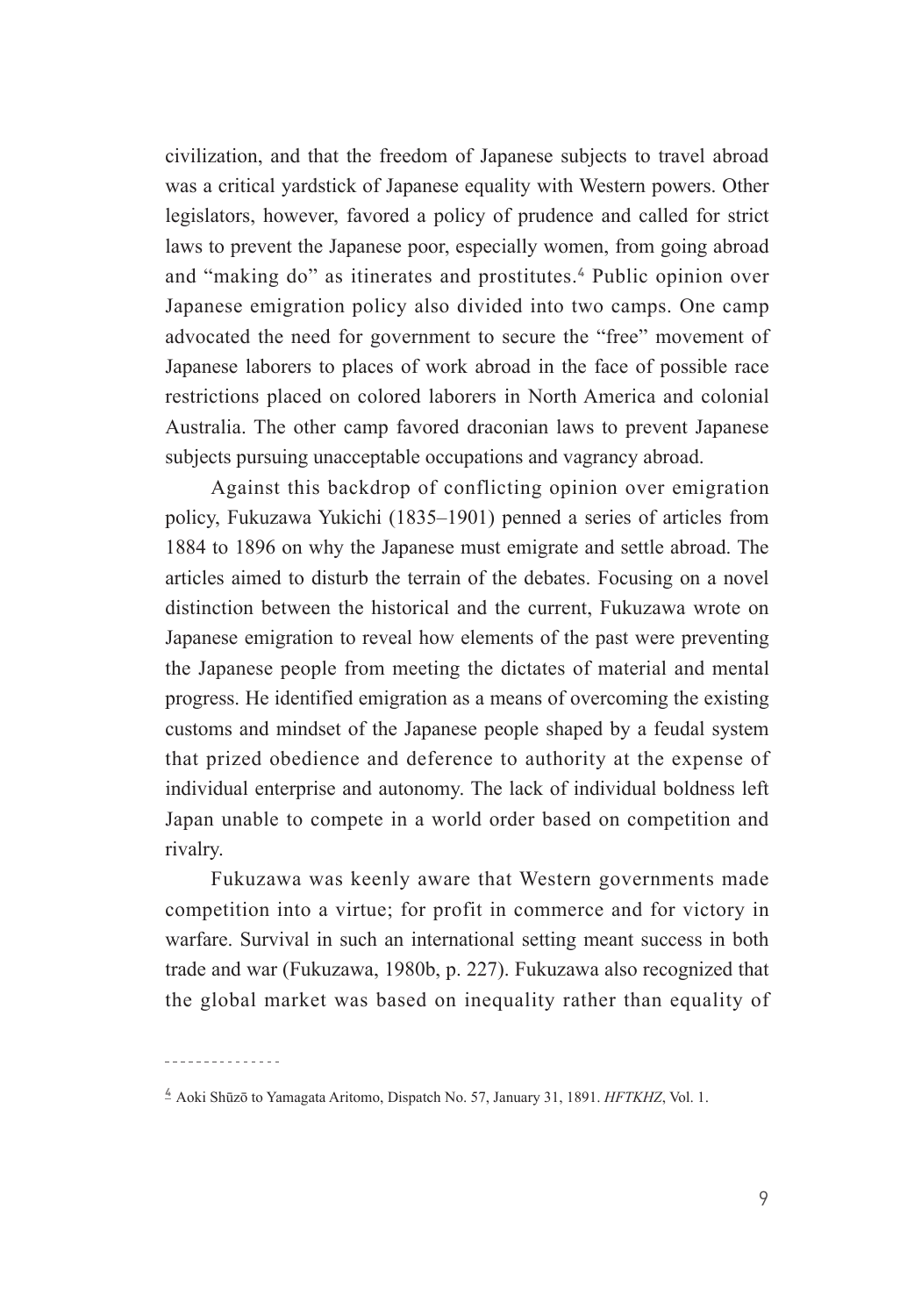civilization, and that the freedom of Japanese subjects to travel abroad was a critical yardstick of Japanese equality with Western powers. Other legislators, however, favored a policy of prudence and called for strict laws to prevent the Japanese poor, especially women, from going abroad and "making do" as itinerates and prostitutes.[4] Public opinion over Japanese emigration policy also divided into two camps. One camp advocated the need for government to secure the "free" movement of Japanese laborers to places of work abroad in the face of possible race restrictions placed on colored laborers in North America and colonial Australia. The other camp favored draconian laws to prevent Japanese subjects pursuing unacceptable occupations and vagrancy abroad.

Against this backdrop of conflicting opinion over emigration policy, Fukuzawa Yukichi (1835–1901) penned a series of articles from 1884 to 1896 on why the Japanese must emigrate and settle abroad. The articles aimed to disturb the terrain of the debates. Focusing on a novel distinction between the historical and the current, Fukuzawa wrote on Japanese emigration to reveal how elements of the past were preventing the Japanese people from meeting the dictates of material and mental progress. He identified emigration as a means of overcoming the existing customs and mindset of the Japanese people shaped by a feudal system that prized obedience and deference to authority at the expense of individual enterprise and autonomy. The lack of individual boldness left Japan unable to compete in a world order based on competition and rivalry.

Fukuzawa was keenly aware that Western governments made competition into a virtue; for profit in commerce and for victory in warfare. Survival in such an international setting meant success in both trade and war (Fukuzawa, 1980b, p. 227). Fukuzawa also recognized that the global market was based on inequality rather than equality of

---

[4] Aoki Shūzō to Yamagata Aritomo, Dispatch No. 57, January 31, 1891. *HFTKHZ*, Vol. 1.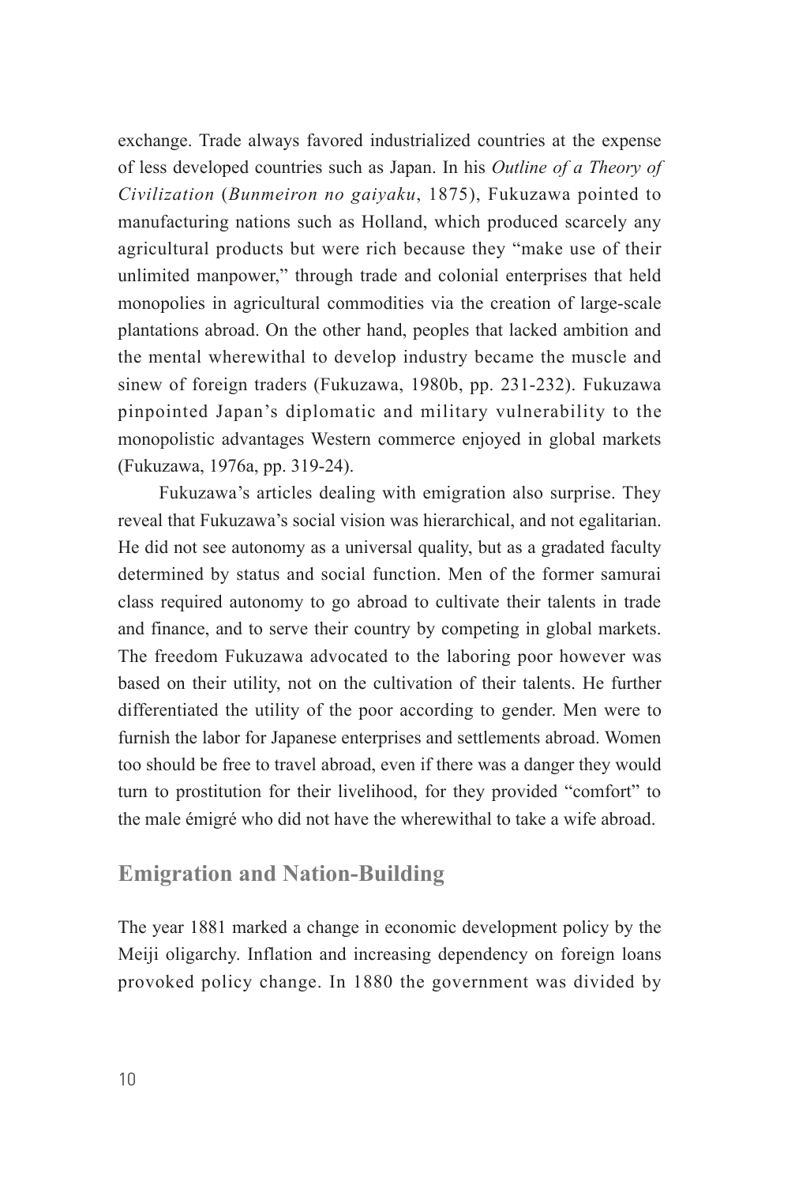exchange. Trade always favored industrialized countries at the expense of less developed countries such as Japan. In his *Outline of a Theory of Civilization* (*Bunmeiron no gaiyaku*, 1875), Fukuzawa pointed to manufacturing nations such as Holland, which produced scarcely any agricultural products but were rich because they "make use of their unlimited manpower," through trade and colonial enterprises that held monopolies in agricultural commodities via the creation of large-scale plantations abroad. On the other hand, peoples that lacked ambition and the mental wherewithal to develop industry became the muscle and sinew of foreign traders (Fukuzawa, 1980b, pp. 231-232). Fukuzawa pinpointed Japan's diplomatic and military vulnerability to the monopolistic advantages Western commerce enjoyed in global markets (Fukuzawa, 1976a, pp. 319-24).

Fukuzawa's articles dealing with emigration also surprise. They reveal that Fukuzawa's social vision was hierarchical, and not egalitarian. He did not see autonomy as a universal quality, but as a gradated faculty determined by status and social function. Men of the former samurai class required autonomy to go abroad to cultivate their talents in trade and finance, and to serve their country by competing in global markets. The freedom Fukuzawa advocated to the laboring poor however was based on their utility, not on the cultivation of their talents. He further differentiated the utility of the poor according to gender. Men were to furnish the labor for Japanese enterprises and settlements abroad. Women too should be free to travel abroad, even if there was a danger they would turn to prostitution for their livelihood, for they provided "comfort" to the male émigré who did not have the wherewithal to take a wife abroad.

## Emigration and Nation-Building

The year 1881 marked a change in economic development policy by the Meiji oligarchy. Inflation and increasing dependency on foreign loans provoked policy change. In 1880 the government was divided by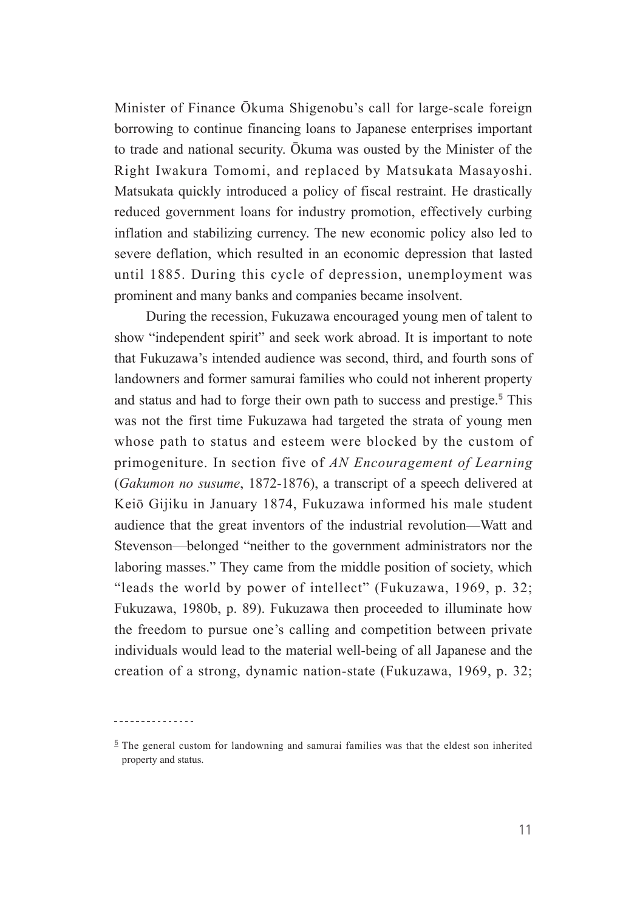Minister of Finance Ōkuma Shigenobu's call for large-scale foreign borrowing to continue financing loans to Japanese enterprises important to trade and national security. Ōkuma was ousted by the Minister of the Right Iwakura Tomomi, and replaced by Matsukata Masayoshi. Matsukata quickly introduced a policy of fiscal restraint. He drastically reduced government loans for industry promotion, effectively curbing inflation and stabilizing currency. The new economic policy also led to severe deflation, which resulted in an economic depression that lasted until 1885. During this cycle of depression, unemployment was prominent and many banks and companies became insolvent.

During the recession, Fukuzawa encouraged young men of talent to show "independent spirit" and seek work abroad. It is important to note that Fukuzawa's intended audience was second, third, and fourth sons of landowners and former samurai families who could not inherent property and status and had to forge their own path to success and prestige.[5] This was not the first time Fukuzawa had targeted the strata of young men whose path to status and esteem were blocked by the custom of primogeniture. In section five of *AN Encouragement of Learning* (*Gakumon no susume*, 1872-1876), a transcript of a speech delivered at Keiō Gijiku in January 1874, Fukuzawa informed his male student audience that the great inventors of the industrial revolution—Watt and Stevenson—belonged "neither to the government administrators nor the laboring masses." They came from the middle position of society, which "leads the world by power of intellect" (Fukuzawa, 1969, p. 32; Fukuzawa, 1980b, p. 89). Fukuzawa then proceeded to illuminate how the freedom to pursue one's calling and competition between private individuals would lead to the material well-being of all Japanese and the creation of a strong, dynamic nation-state (Fukuzawa, 1969, p. 32;

---

[5] The general custom for landowning and samurai families was that the eldest son inherited property and status.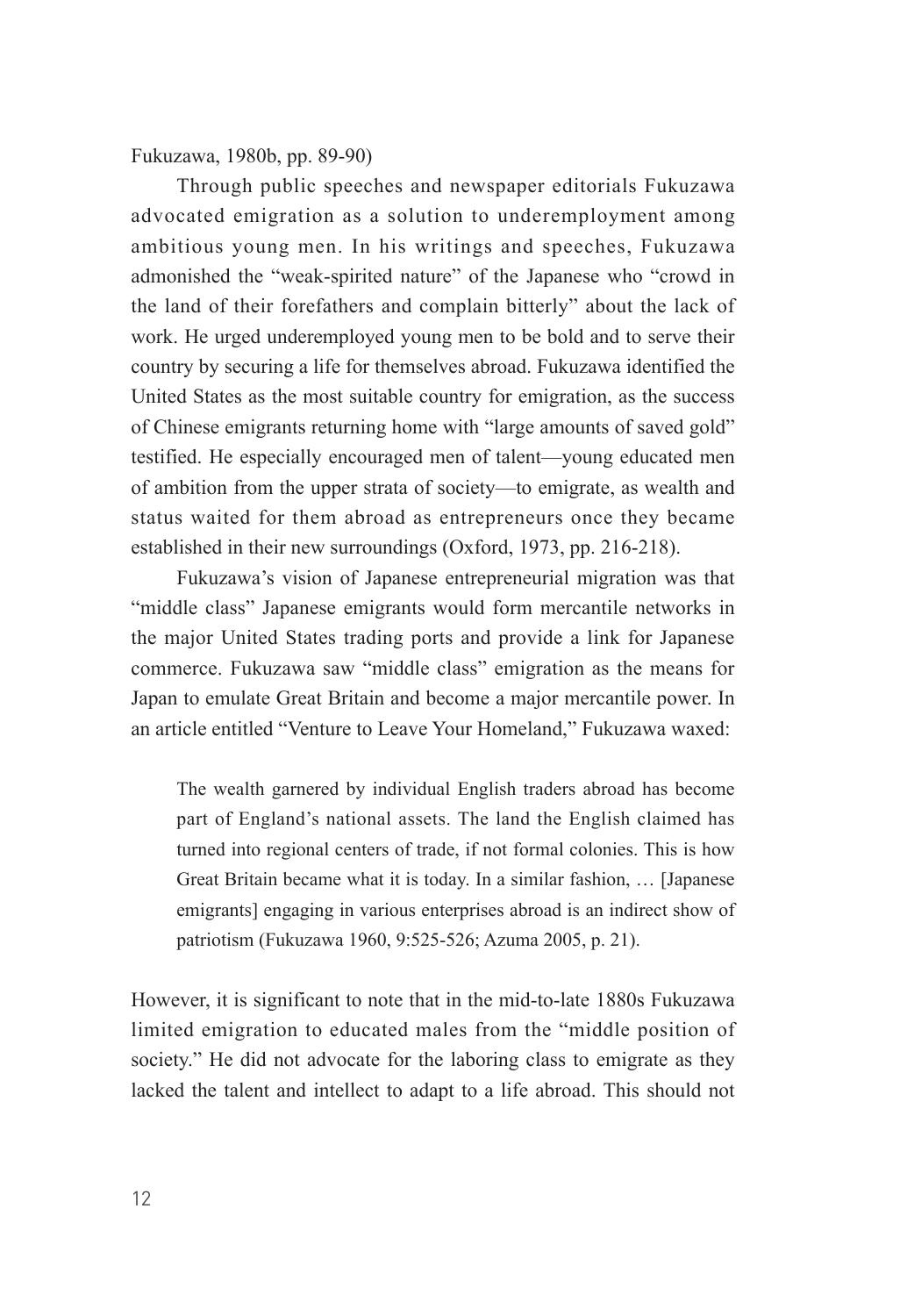Fukuzawa, 1980b, pp. 89-90)

Through public speeches and newspaper editorials Fukuzawa advocated emigration as a solution to underemployment among ambitious young men. In his writings and speeches, Fukuzawa admonished the "weak-spirited nature" of the Japanese who "crowd in the land of their forefathers and complain bitterly" about the lack of work. He urged underemployed young men to be bold and to serve their country by securing a life for themselves abroad. Fukuzawa identified the United States as the most suitable country for emigration, as the success of Chinese emigrants returning home with "large amounts of saved gold" testified. He especially encouraged men of talent—young educated men of ambition from the upper strata of society—to emigrate, as wealth and status waited for them abroad as entrepreneurs once they became established in their new surroundings (Oxford, 1973, pp. 216-218).

Fukuzawa's vision of Japanese entrepreneurial migration was that "middle class" Japanese emigrants would form mercantile networks in the major United States trading ports and provide a link for Japanese commerce. Fukuzawa saw "middle class" emigration as the means for Japan to emulate Great Britain and become a major mercantile power. In an article entitled "Venture to Leave Your Homeland," Fukuzawa waxed:

> The wealth garnered by individual English traders abroad has become part of England's national assets. The land the English claimed has turned into regional centers of trade, if not formal colonies. This is how Great Britain became what it is today. In a similar fashion, … [Japanese emigrants] engaging in various enterprises abroad is an indirect show of patriotism (Fukuzawa 1960, 9:525-526; Azuma 2005, p. 21).

However, it is significant to note that in the mid-to-late 1880s Fukuzawa limited emigration to educated males from the "middle position of society." He did not advocate for the laboring class to emigrate as they lacked the talent and intellect to adapt to a life abroad. This should not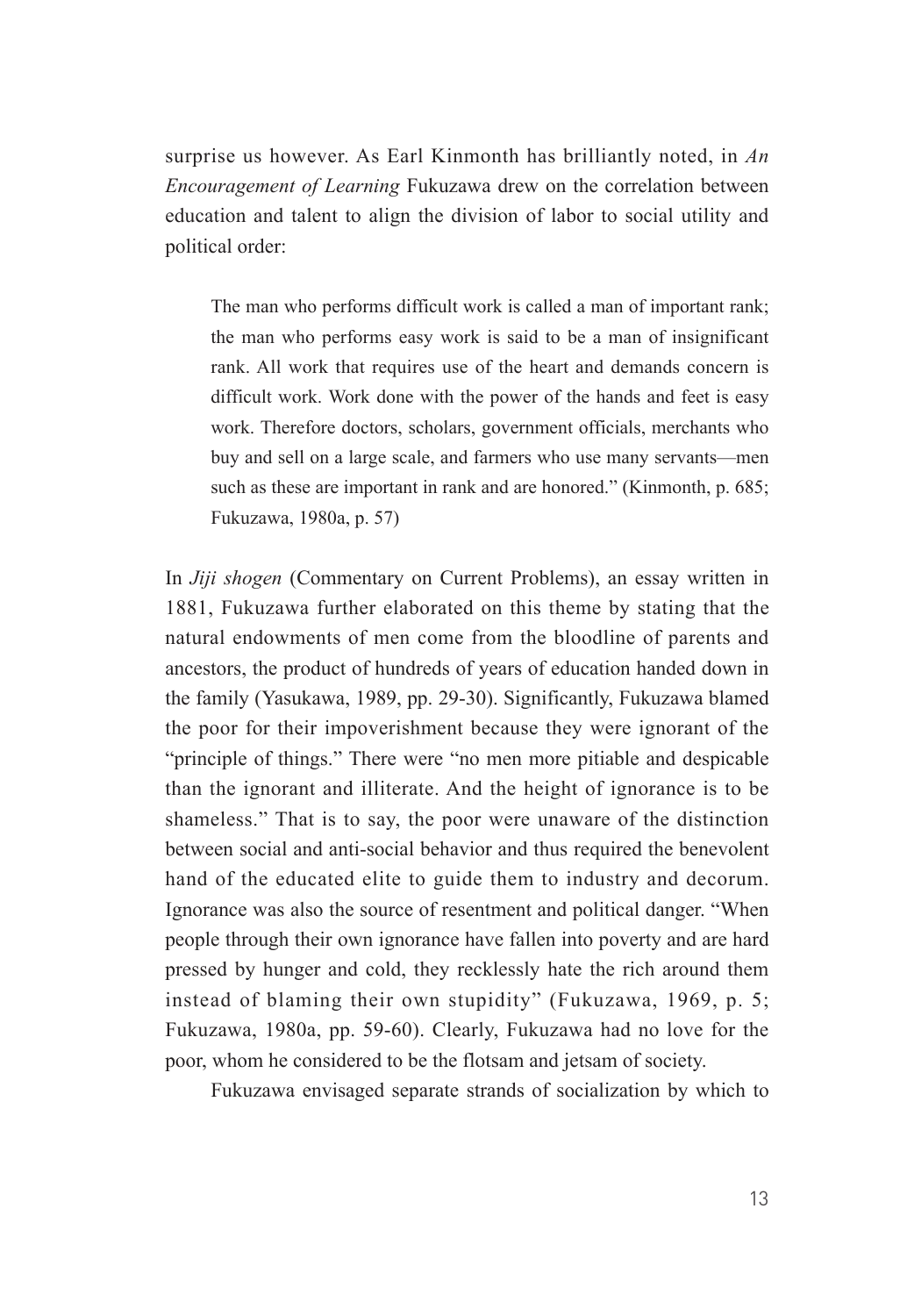surprise us however. As Earl Kinmonth has brilliantly noted, in *An Encouragement of Learning* Fukuzawa drew on the correlation between education and talent to align the division of labor to social utility and political order:

> The man who performs difficult work is called a man of important rank; the man who performs easy work is said to be a man of insignificant rank. All work that requires use of the heart and demands concern is difficult work. Work done with the power of the hands and feet is easy work. Therefore doctors, scholars, government officials, merchants who buy and sell on a large scale, and farmers who use many servants—men such as these are important in rank and are honored." (Kinmonth, p. 685; Fukuzawa, 1980a, p. 57)

In *Jiji shogen* (Commentary on Current Problems), an essay written in 1881, Fukuzawa further elaborated on this theme by stating that the natural endowments of men come from the bloodline of parents and ancestors, the product of hundreds of years of education handed down in the family (Yasukawa, 1989, pp. 29-30). Significantly, Fukuzawa blamed the poor for their impoverishment because they were ignorant of the "principle of things." There were "no men more pitiable and despicable than the ignorant and illiterate. And the height of ignorance is to be shameless." That is to say, the poor were unaware of the distinction between social and anti-social behavior and thus required the benevolent hand of the educated elite to guide them to industry and decorum. Ignorance was also the source of resentment and political danger. "When people through their own ignorance have fallen into poverty and are hard pressed by hunger and cold, they recklessly hate the rich around them instead of blaming their own stupidity" (Fukuzawa, 1969, p. 5; Fukuzawa, 1980a, pp. 59-60). Clearly, Fukuzawa had no love for the poor, whom he considered to be the flotsam and jetsam of society.

Fukuzawa envisaged separate strands of socialization by which to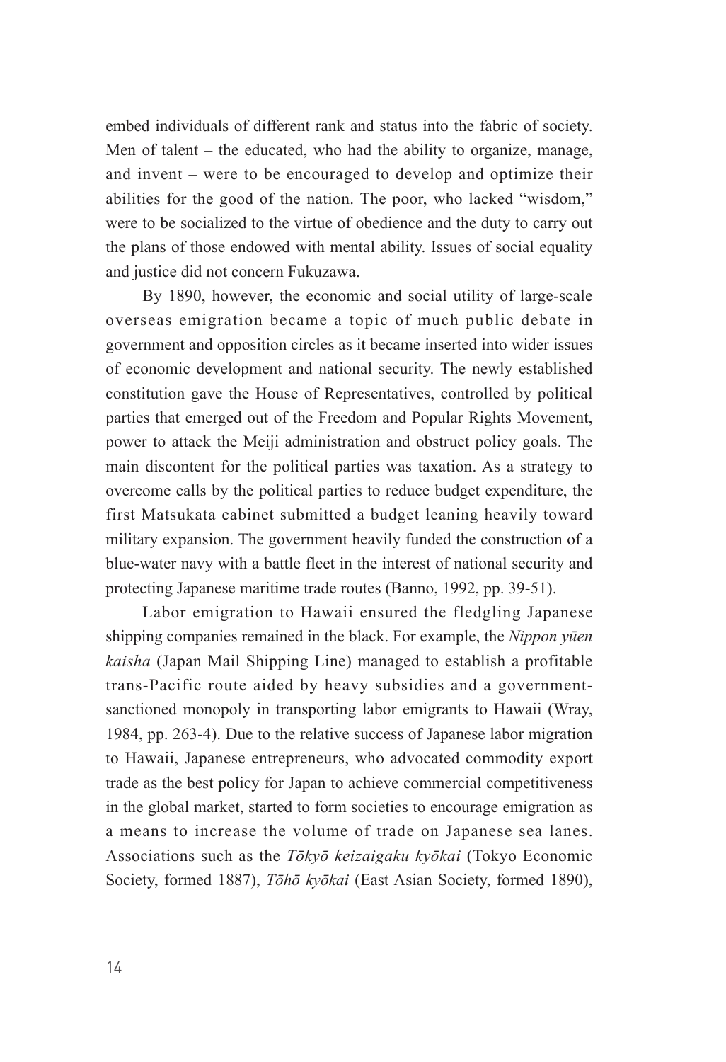embed individuals of different rank and status into the fabric of society. Men of talent – the educated, who had the ability to organize, manage, and invent – were to be encouraged to develop and optimize their abilities for the good of the nation. The poor, who lacked "wisdom," were to be socialized to the virtue of obedience and the duty to carry out the plans of those endowed with mental ability. Issues of social equality and justice did not concern Fukuzawa.

By 1890, however, the economic and social utility of large-scale overseas emigration became a topic of much public debate in government and opposition circles as it became inserted into wider issues of economic development and national security. The newly established constitution gave the House of Representatives, controlled by political parties that emerged out of the Freedom and Popular Rights Movement, power to attack the Meiji administration and obstruct policy goals. The main discontent for the political parties was taxation. As a strategy to overcome calls by the political parties to reduce budget expenditure, the first Matsukata cabinet submitted a budget leaning heavily toward military expansion. The government heavily funded the construction of a blue-water navy with a battle fleet in the interest of national security and protecting Japanese maritime trade routes (Banno, 1992, pp. 39-51).

Labor emigration to Hawaii ensured the fledgling Japanese shipping companies remained in the black. For example, the *Nippon yūen kaisha* (Japan Mail Shipping Line) managed to establish a profitable trans-Pacific route aided by heavy subsidies and a government-sanctioned monopoly in transporting labor emigrants to Hawaii (Wray, 1984, pp. 263-4). Due to the relative success of Japanese labor migration to Hawaii, Japanese entrepreneurs, who advocated commodity export trade as the best policy for Japan to achieve commercial competitiveness in the global market, started to form societies to encourage emigration as a means to increase the volume of trade on Japanese sea lanes. Associations such as the *Tōkyō keizaigaku kyōkai* (Tokyo Economic Society, formed 1887), *Tōhō kyōkai* (East Asian Society, formed 1890),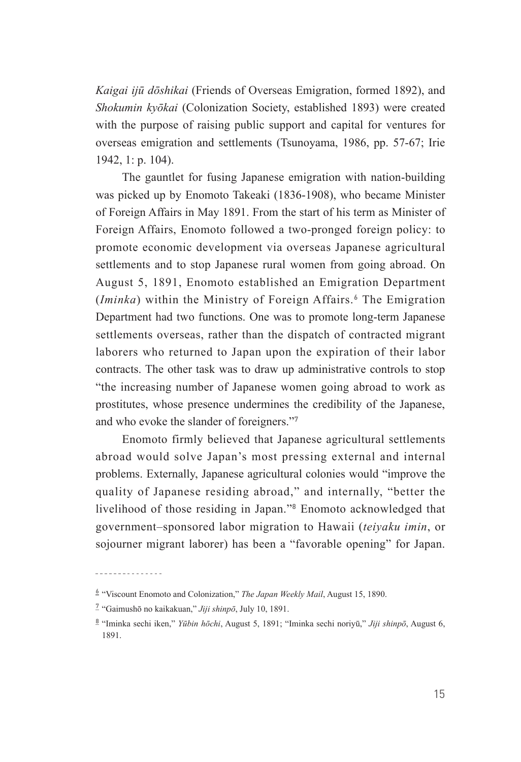*Kaigai ijū dōshikai* (Friends of Overseas Emigration, formed 1892), and *Shokumin kyōkai* (Colonization Society, established 1893) were created with the purpose of raising public support and capital for ventures for overseas emigration and settlements (Tsunoyama, 1986, pp. 57-67; Irie 1942, 1: p. 104).

The gauntlet for fusing Japanese emigration with nation-building was picked up by Enomoto Takeaki (1836-1908), who became Minister of Foreign Affairs in May 1891. From the start of his term as Minister of Foreign Affairs, Enomoto followed a two-pronged foreign policy: to promote economic development via overseas Japanese agricultural settlements and to stop Japanese rural women from going abroad. On August 5, 1891, Enomoto established an Emigration Department (*Iminka*) within the Ministry of Foreign Affairs.[6] The Emigration Department had two functions. One was to promote long-term Japanese settlements overseas, rather than the dispatch of contracted migrant laborers who returned to Japan upon the expiration of their labor contracts. The other task was to draw up administrative controls to stop "the increasing number of Japanese women going abroad to work as prostitutes, whose presence undermines the credibility of the Japanese, and who evoke the slander of foreigners."[7]

Enomoto firmly believed that Japanese agricultural settlements abroad would solve Japan's most pressing external and internal problems. Externally, Japanese agricultural colonies would "improve the quality of Japanese residing abroad," and internally, "better the livelihood of those residing in Japan."[8] Enomoto acknowledged that government–sponsored labor migration to Hawaii (*teiyaku imin*, or sojourner migrant laborer) has been a "favorable opening" for Japan.

---

[6] "Viscount Enomoto and Colonization," *The Japan Weekly Mail*, August 15, 1890.

[7] "Gaimushō no kaikakuan," *Jiji shinpō*, July 10, 1891.

[8] "Iminka sechi iken," *Yūbin hōchi*, August 5, 1891; "Iminka sechi noriyū," *Jiji shinpō*, August 6, 1891.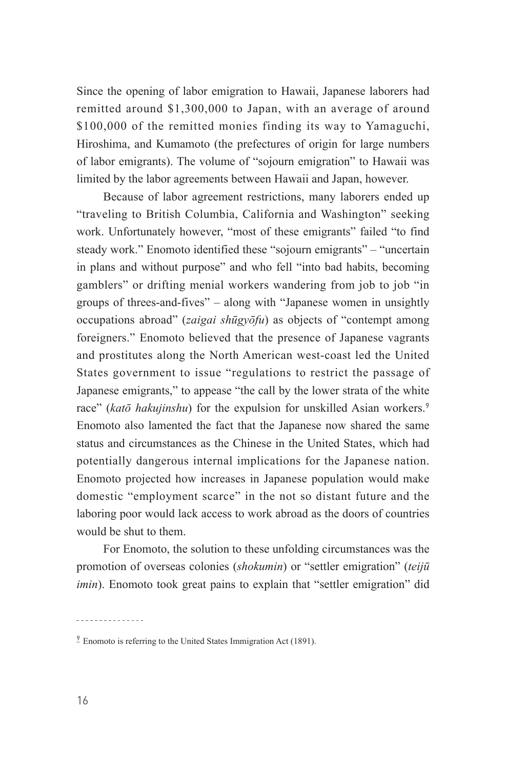Since the opening of labor emigration to Hawaii, Japanese laborers had remitted around $1,300,000 to Japan, with an average of around $100,000 of the remitted monies finding its way to Yamaguchi, Hiroshima, and Kumamoto (the prefectures of origin for large numbers of labor emigrants). The volume of "sojourn emigration" to Hawaii was limited by the labor agreements between Hawaii and Japan, however.

Because of labor agreement restrictions, many laborers ended up "traveling to British Columbia, California and Washington" seeking work. Unfortunately however, "most of these emigrants" failed "to find steady work." Enomoto identified these "sojourn emigrants" – "uncertain in plans and without purpose" and who fell "into bad habits, becoming gamblers" or drifting menial workers wandering from job to job "in groups of threes-and-fives" – along with "Japanese women in unsightly occupations abroad" (*zaigai shūgyōfu*) as objects of "contempt among foreigners." Enomoto believed that the presence of Japanese vagrants and prostitutes along the North American west-coast led the United States government to issue "regulations to restrict the passage of Japanese emigrants," to appease "the call by the lower strata of the white race" (*katō hakujinshu*) for the expulsion for unskilled Asian workers.[9] Enomoto also lamented the fact that the Japanese now shared the same status and circumstances as the Chinese in the United States, which had potentially dangerous internal implications for the Japanese nation. Enomoto projected how increases in Japanese population would make domestic "employment scarce" in the not so distant future and the laboring poor would lack access to work abroad as the doors of countries would be shut to them.

For Enomoto, the solution to these unfolding circumstances was the promotion of overseas colonies (*shokumin*) or "settler emigration" (*teijū imin*). Enomoto took great pains to explain that "settler emigration" did

---

[9] Enomoto is referring to the United States Immigration Act (1891).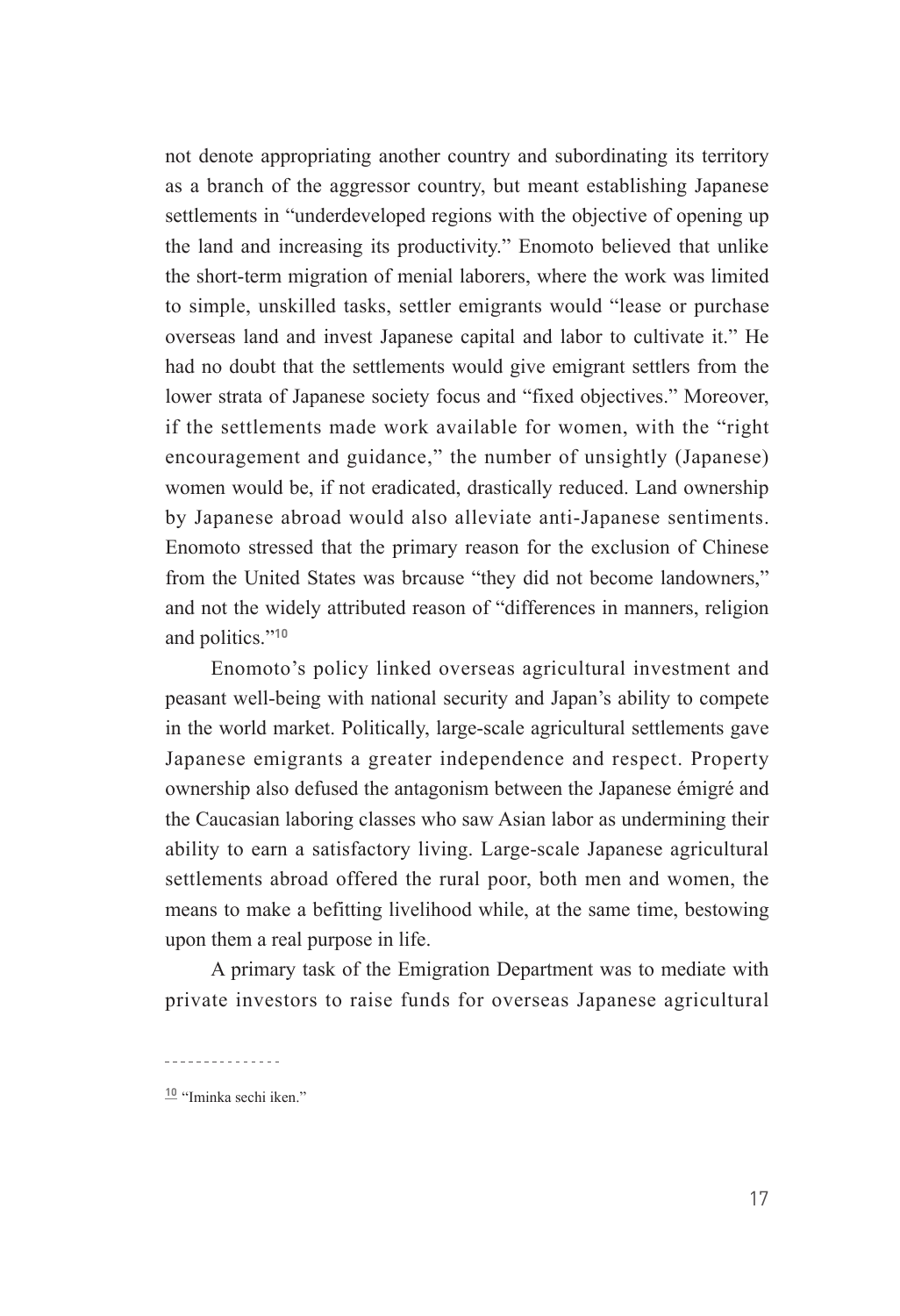not denote appropriating another country and subordinating its territory as a branch of the aggressor country, but meant establishing Japanese settlements in "underdeveloped regions with the objective of opening up the land and increasing its productivity." Enomoto believed that unlike the short-term migration of menial laborers, where the work was limited to simple, unskilled tasks, settler emigrants would "lease or purchase overseas land and invest Japanese capital and labor to cultivate it." He had no doubt that the settlements would give emigrant settlers from the lower strata of Japanese society focus and "fixed objectives." Moreover, if the settlements made work available for women, with the "right encouragement and guidance," the number of unsightly (Japanese) women would be, if not eradicated, drastically reduced. Land ownership by Japanese abroad would also alleviate anti-Japanese sentiments. Enomoto stressed that the primary reason for the exclusion of Chinese from the United States was brcause "they did not become landowners," and not the widely attributed reason of "differences in manners, religion and politics."[10]

Enomoto's policy linked overseas agricultural investment and peasant well-being with national security and Japan's ability to compete in the world market. Politically, large-scale agricultural settlements gave Japanese emigrants a greater independence and respect. Property ownership also defused the antagonism between the Japanese émigré and the Caucasian laboring classes who saw Asian labor as undermining their ability to earn a satisfactory living. Large-scale Japanese agricultural settlements abroad offered the rural poor, both men and women, the means to make a befitting livelihood while, at the same time, bestowing upon them a real purpose in life.

A primary task of the Emigration Department was to mediate with private investors to raise funds for overseas Japanese agricultural

---

[10] "Iminka sechi iken."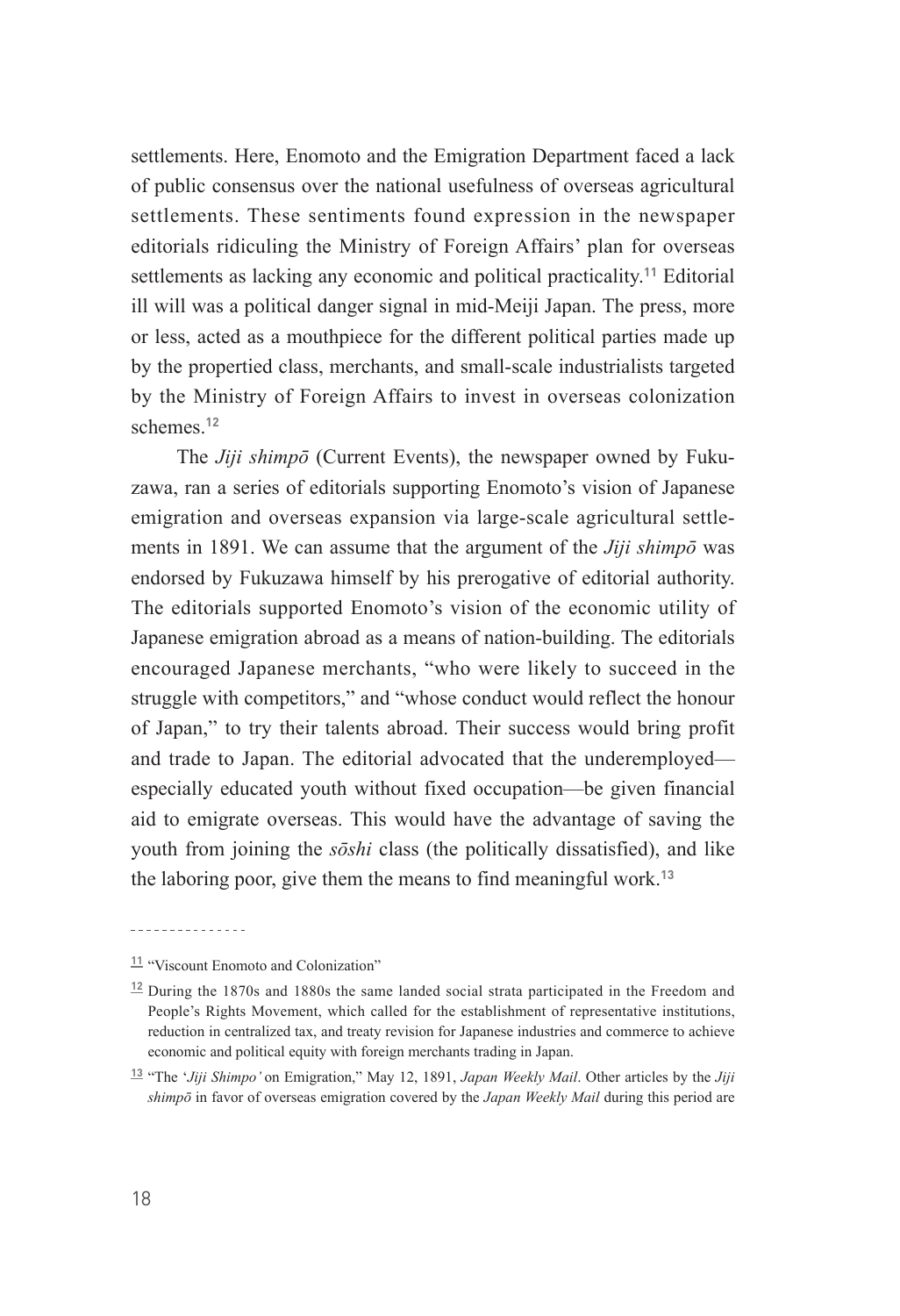settlements. Here, Enomoto and the Emigration Department faced a lack of public consensus over the national usefulness of overseas agricultural settlements. These sentiments found expression in the newspaper editorials ridiculing the Ministry of Foreign Affairs' plan for overseas settlements as lacking any economic and political practicality.[11] Editorial ill will was a political danger signal in mid-Meiji Japan. The press, more or less, acted as a mouthpiece for the different political parties made up by the propertied class, merchants, and small-scale industrialists targeted by the Ministry of Foreign Affairs to invest in overseas colonization schemes.[12]

The *Jiji shimpō* (Current Events), the newspaper owned by Fukuzawa, ran a series of editorials supporting Enomoto's vision of Japanese emigration and overseas expansion via large-scale agricultural settlements in 1891. We can assume that the argument of the *Jiji shimpō* was endorsed by Fukuzawa himself by his prerogative of editorial authority. The editorials supported Enomoto's vision of the economic utility of Japanese emigration abroad as a means of nation-building. The editorials encouraged Japanese merchants, "who were likely to succeed in the struggle with competitors," and "whose conduct would reflect the honour of Japan," to try their talents abroad. Their success would bring profit and trade to Japan. The editorial advocated that the underemployed—especially educated youth without fixed occupation—be given financial aid to emigrate overseas. This would have the advantage of saving the youth from joining the *sōshi* class (the politically dissatisfied), and like the laboring poor, give them the means to find meaningful work.[13]

---

[11] "Viscount Enomoto and Colonization"

[12] During the 1870s and 1880s the same landed social strata participated in the Freedom and People's Rights Movement, which called for the establishment of representative institutions, reduction in centralized tax, and treaty revision for Japanese industries and commerce to achieve economic and political equity with foreign merchants trading in Japan.

[13] "The '*Jiji Shimpo'* on Emigration," May 12, 1891, *Japan Weekly Mail*. Other articles by the *Jiji shimpō* in favor of overseas emigration covered by the *Japan Weekly Mail* during this period are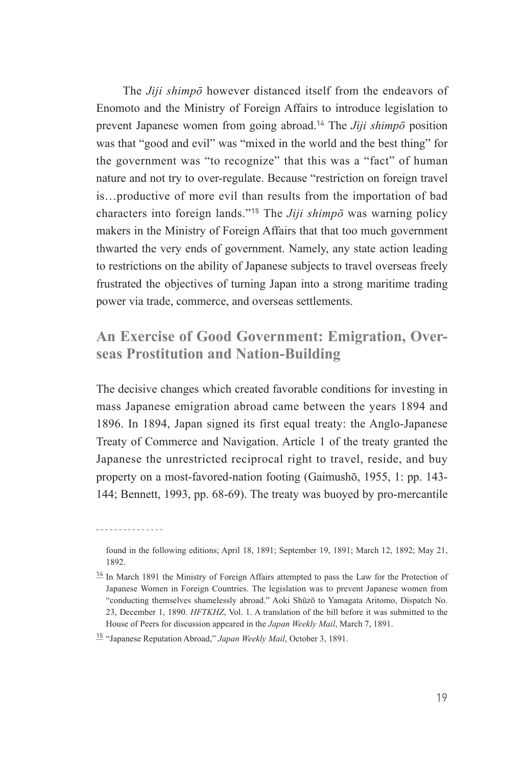The *Jiji shimpō* however distanced itself from the endeavors of Enomoto and the Ministry of Foreign Affairs to introduce legislation to prevent Japanese women from going abroad.[14] The *Jiji shimpō* position was that "good and evil" was "mixed in the world and the best thing" for the government was "to recognize" that this was a "fact" of human nature and not try to over-regulate. Because "restriction on foreign travel is…productive of more evil than results from the importation of bad characters into foreign lands."[15] The *Jiji shimpō* was warning policy makers in the Ministry of Foreign Affairs that that too much government thwarted the very ends of government. Namely, any state action leading to restrictions on the ability of Japanese subjects to travel overseas freely frustrated the objectives of turning Japan into a strong maritime trading power via trade, commerce, and overseas settlements.

## An Exercise of Good Government: Emigration, Overseas Prostitution and Nation-Building

The decisive changes which created favorable conditions for investing in mass Japanese emigration abroad came between the years 1894 and 1896. In 1894, Japan signed its first equal treaty: the Anglo-Japanese Treaty of Commerce and Navigation. Article 1 of the treaty granted the Japanese the unrestricted reciprocal right to travel, reside, and buy property on a most-favored-nation footing (Gaimushō, 1955, 1: pp. 143-144; Bennett, 1993, pp. 68-69). The treaty was buoyed by pro-mercantile

---

found in the following editions; April 18, 1891; September 19, 1891; March 12, 1892; May 21, 1892.

[14] In March 1891 the Ministry of Foreign Affairs attempted to pass the Law for the Protection of Japanese Women in Foreign Countries. The legislation was to prevent Japanese women from "conducting themselves shamelessly abroad." Aoki Shūzō to Yamagata Aritomo, Dispatch No. 23, December 1, 1890. *HFTKHZ*, Vol. 1. A translation of the bill before it was submitted to the House of Peers for discussion appeared in the *Japan Weekly Mail*, March 7, 1891.

[15] "Japanese Reputation Abroad," *Japan Weekly Mail*, October 3, 1891.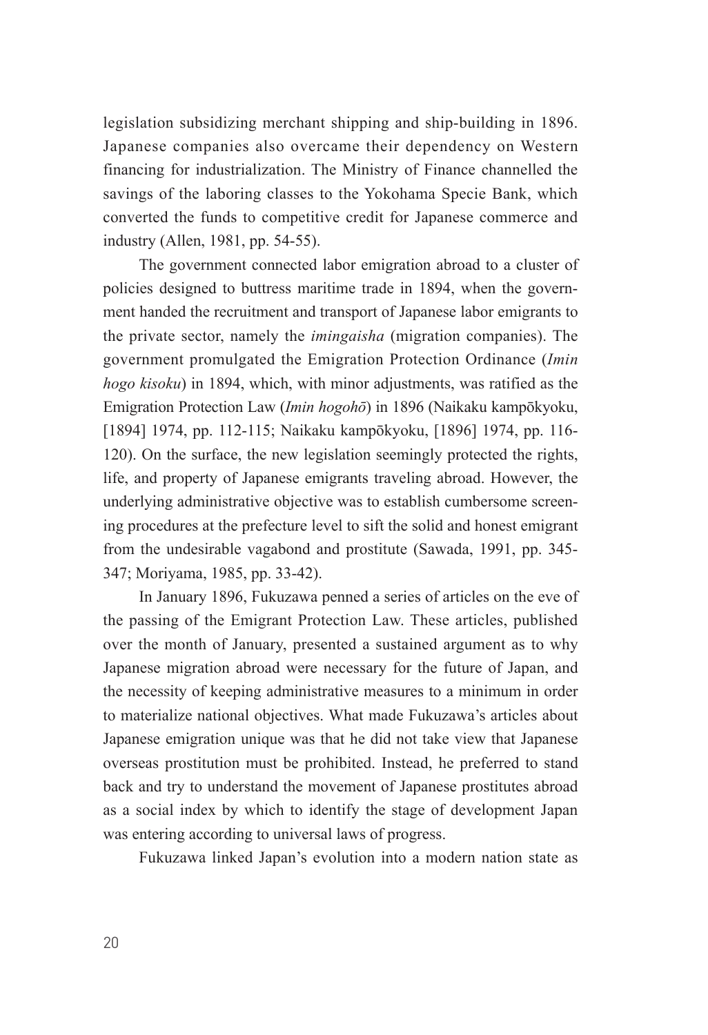legislation subsidizing merchant shipping and ship-building in 1896. Japanese companies also overcame their dependency on Western financing for industrialization. The Ministry of Finance channelled the savings of the laboring classes to the Yokohama Specie Bank, which converted the funds to competitive credit for Japanese commerce and industry (Allen, 1981, pp. 54-55).

The government connected labor emigration abroad to a cluster of policies designed to buttress maritime trade in 1894, when the government handed the recruitment and transport of Japanese labor emigrants to the private sector, namely the *imingaisha* (migration companies). The government promulgated the Emigration Protection Ordinance (*Imin hogo kisoku*) in 1894, which, with minor adjustments, was ratified as the Emigration Protection Law (*Imin hogohō*) in 1896 (Naikaku kampōkyoku, [1894] 1974, pp. 112-115; Naikaku kampōkyoku, [1896] 1974, pp. 116-120). On the surface, the new legislation seemingly protected the rights, life, and property of Japanese emigrants traveling abroad. However, the underlying administrative objective was to establish cumbersome screening procedures at the prefecture level to sift the solid and honest emigrant from the undesirable vagabond and prostitute (Sawada, 1991, pp. 345-347; Moriyama, 1985, pp. 33-42).

In January 1896, Fukuzawa penned a series of articles on the eve of the passing of the Emigrant Protection Law. These articles, published over the month of January, presented a sustained argument as to why Japanese migration abroad were necessary for the future of Japan, and the necessity of keeping administrative measures to a minimum in order to materialize national objectives. What made Fukuzawa's articles about Japanese emigration unique was that he did not take view that Japanese overseas prostitution must be prohibited. Instead, he preferred to stand back and try to understand the movement of Japanese prostitutes abroad as a social index by which to identify the stage of development Japan was entering according to universal laws of progress.

Fukuzawa linked Japan's evolution into a modern nation state as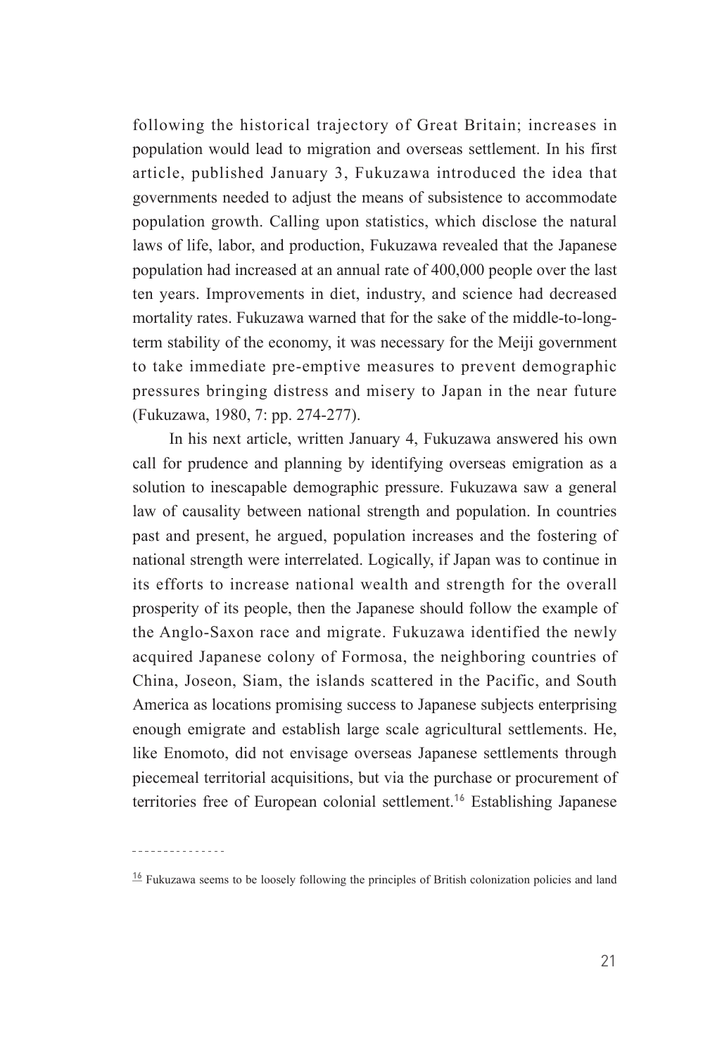following the historical trajectory of Great Britain; increases in population would lead to migration and overseas settlement. In his first article, published January 3, Fukuzawa introduced the idea that governments needed to adjust the means of subsistence to accommodate population growth. Calling upon statistics, which disclose the natural laws of life, labor, and production, Fukuzawa revealed that the Japanese population had increased at an annual rate of 400,000 people over the last ten years. Improvements in diet, industry, and science had decreased mortality rates. Fukuzawa warned that for the sake of the middle-to-long-term stability of the economy, it was necessary for the Meiji government to take immediate pre-emptive measures to prevent demographic pressures bringing distress and misery to Japan in the near future (Fukuzawa, 1980, 7: pp. 274-277).

In his next article, written January 4, Fukuzawa answered his own call for prudence and planning by identifying overseas emigration as a solution to inescapable demographic pressure. Fukuzawa saw a general law of causality between national strength and population. In countries past and present, he argued, population increases and the fostering of national strength were interrelated. Logically, if Japan was to continue in its efforts to increase national wealth and strength for the overall prosperity of its people, then the Japanese should follow the example of the Anglo-Saxon race and migrate. Fukuzawa identified the newly acquired Japanese colony of Formosa, the neighboring countries of China, Joseon, Siam, the islands scattered in the Pacific, and South America as locations promising success to Japanese subjects enterprising enough emigrate and establish large scale agricultural settlements. He, like Enomoto, did not envisage overseas Japanese settlements through piecemeal territorial acquisitions, but via the purchase or procurement of territories free of European colonial settlement.[16] Establishing Japanese

---

[16] Fukuzawa seems to be loosely following the principles of British colonization policies and land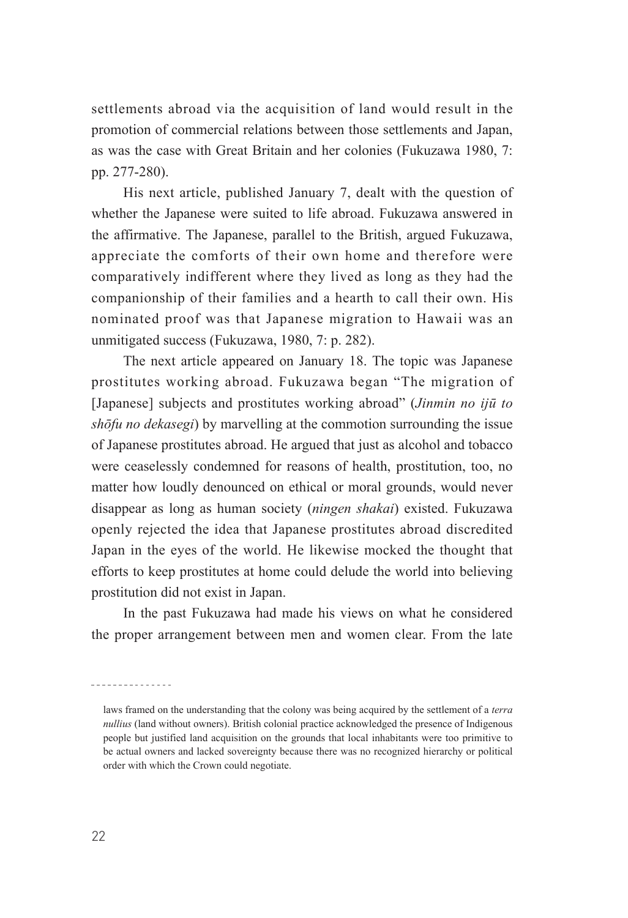settlements abroad via the acquisition of land would result in the promotion of commercial relations between those settlements and Japan, as was the case with Great Britain and her colonies (Fukuzawa 1980, 7: pp. 277-280).

His next article, published January 7, dealt with the question of whether the Japanese were suited to life abroad. Fukuzawa answered in the affirmative. The Japanese, parallel to the British, argued Fukuzawa, appreciate the comforts of their own home and therefore were comparatively indifferent where they lived as long as they had the companionship of their families and a hearth to call their own. His nominated proof was that Japanese migration to Hawaii was an unmitigated success (Fukuzawa, 1980, 7: p. 282).

The next article appeared on January 18. The topic was Japanese prostitutes working abroad. Fukuzawa began "The migration of [Japanese] subjects and prostitutes working abroad" (*Jinmin no ijū to shōfu no dekasegi*) by marvelling at the commotion surrounding the issue of Japanese prostitutes abroad. He argued that just as alcohol and tobacco were ceaselessly condemned for reasons of health, prostitution, too, no matter how loudly denounced on ethical or moral grounds, would never disappear as long as human society (*ningen shakai*) existed. Fukuzawa openly rejected the idea that Japanese prostitutes abroad discredited Japan in the eyes of the world. He likewise mocked the thought that efforts to keep prostitutes at home could delude the world into believing prostitution did not exist in Japan.

In the past Fukuzawa had made his views on what he considered the proper arrangement between men and women clear. From the late

---

laws framed on the understanding that the colony was being acquired by the settlement of a *terra nullius* (land without owners). British colonial practice acknowledged the presence of Indigenous people but justified land acquisition on the grounds that local inhabitants were too primitive to be actual owners and lacked sovereignty because there was no recognized hierarchy or political order with which the Crown could negotiate.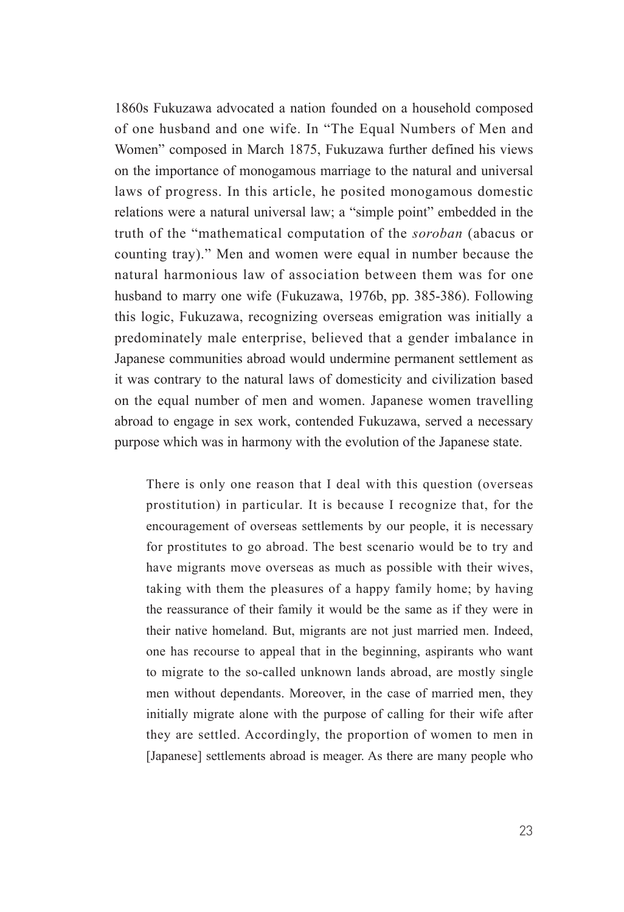1860s Fukuzawa advocated a nation founded on a household composed of one husband and one wife. In "The Equal Numbers of Men and Women" composed in March 1875, Fukuzawa further defined his views on the importance of monogamous marriage to the natural and universal laws of progress. In this article, he posited monogamous domestic relations were a natural universal law; a "simple point" embedded in the truth of the "mathematical computation of the *soroban* (abacus or counting tray)." Men and women were equal in number because the natural harmonious law of association between them was for one husband to marry one wife (Fukuzawa, 1976b, pp. 385-386). Following this logic, Fukuzawa, recognizing overseas emigration was initially a predominately male enterprise, believed that a gender imbalance in Japanese communities abroad would undermine permanent settlement as it was contrary to the natural laws of domesticity and civilization based on the equal number of men and women. Japanese women travelling abroad to engage in sex work, contended Fukuzawa, served a necessary purpose which was in harmony with the evolution of the Japanese state.

> There is only one reason that I deal with this question (overseas prostitution) in particular. It is because I recognize that, for the encouragement of overseas settlements by our people, it is necessary for prostitutes to go abroad. The best scenario would be to try and have migrants move overseas as much as possible with their wives, taking with them the pleasures of a happy family home; by having the reassurance of their family it would be the same as if they were in their native homeland. But, migrants are not just married men. Indeed, one has recourse to appeal that in the beginning, aspirants who want to migrate to the so-called unknown lands abroad, are mostly single men without dependants. Moreover, in the case of married men, they initially migrate alone with the purpose of calling for their wife after they are settled. Accordingly, the proportion of women to men in [Japanese] settlements abroad is meager. As there are many people who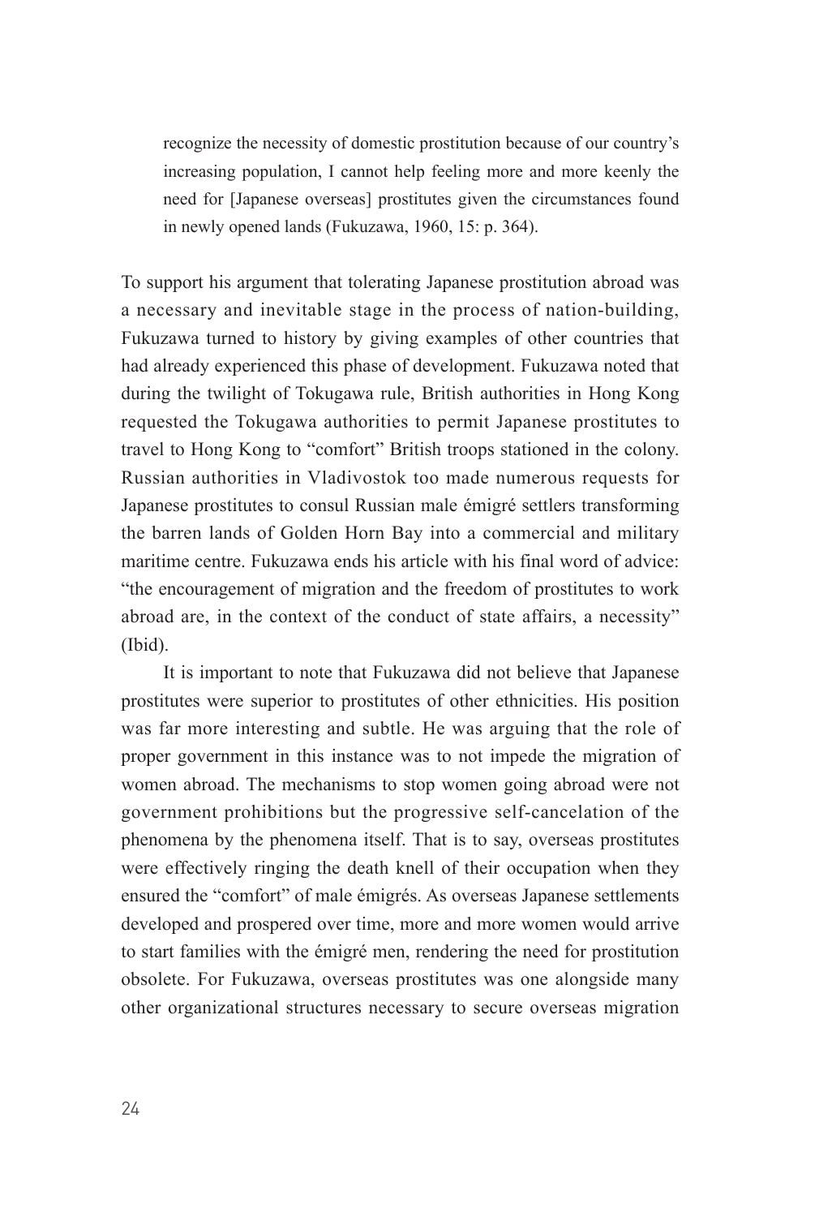> recognize the necessity of domestic prostitution because of our country's increasing population, I cannot help feeling more and more keenly the need for [Japanese overseas] prostitutes given the circumstances found in newly opened lands (Fukuzawa, 1960, 15: p. 364).

To support his argument that tolerating Japanese prostitution abroad was a necessary and inevitable stage in the process of nation-building, Fukuzawa turned to history by giving examples of other countries that had already experienced this phase of development. Fukuzawa noted that during the twilight of Tokugawa rule, British authorities in Hong Kong requested the Tokugawa authorities to permit Japanese prostitutes to travel to Hong Kong to "comfort" British troops stationed in the colony. Russian authorities in Vladivostok too made numerous requests for Japanese prostitutes to consul Russian male émigré settlers transforming the barren lands of Golden Horn Bay into a commercial and military maritime centre. Fukuzawa ends his article with his final word of advice: "the encouragement of migration and the freedom of prostitutes to work abroad are, in the context of the conduct of state affairs, a necessity" (Ibid).

It is important to note that Fukuzawa did not believe that Japanese prostitutes were superior to prostitutes of other ethnicities. His position was far more interesting and subtle. He was arguing that the role of proper government in this instance was to not impede the migration of women abroad. The mechanisms to stop women going abroad were not government prohibitions but the progressive self-cancelation of the phenomena by the phenomena itself. That is to say, overseas prostitutes were effectively ringing the death knell of their occupation when they ensured the "comfort" of male émigrés. As overseas Japanese settlements developed and prospered over time, more and more women would arrive to start families with the émigré men, rendering the need for prostitution obsolete. For Fukuzawa, overseas prostitutes was one alongside many other organizational structures necessary to secure overseas migration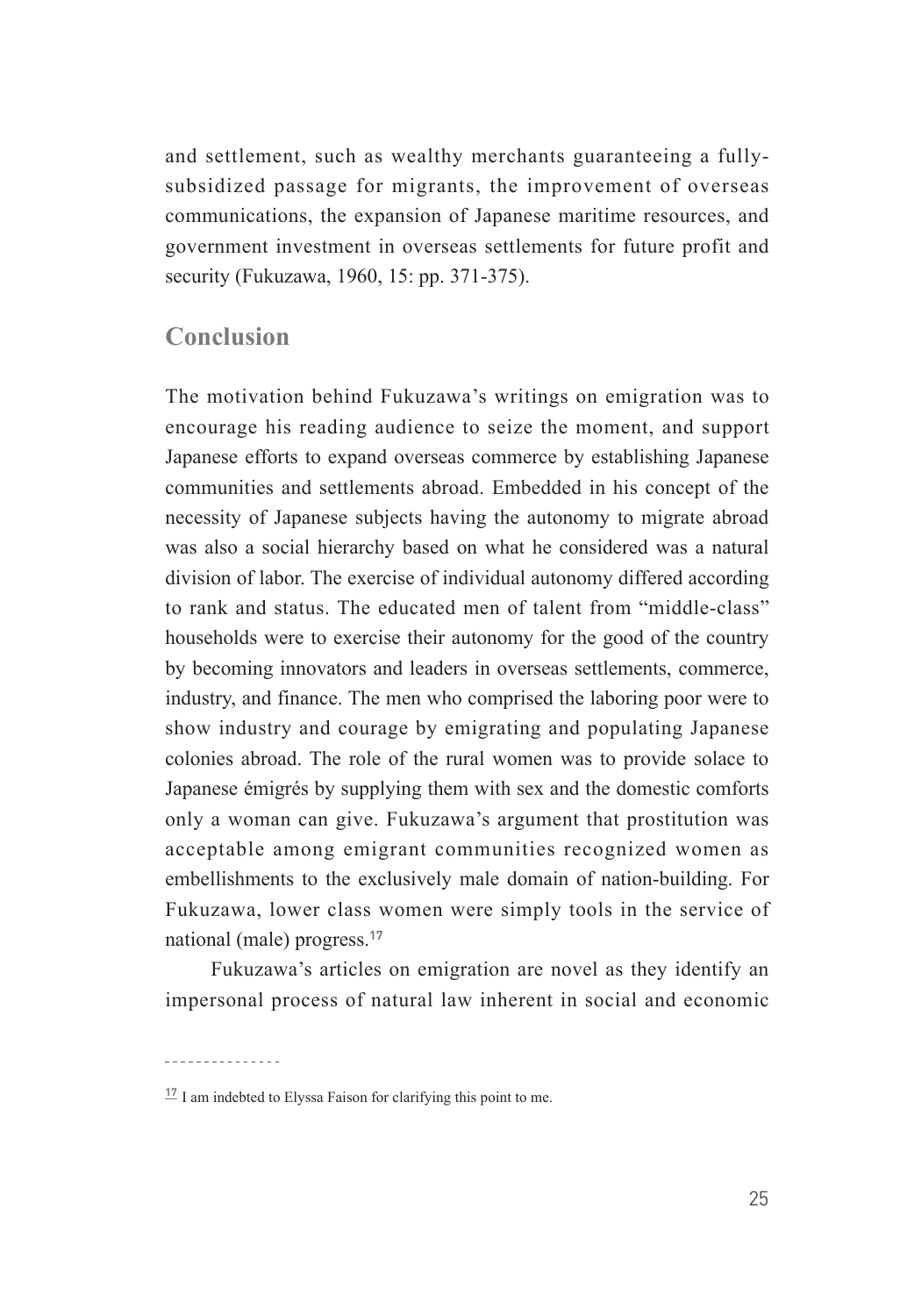and settlement, such as wealthy merchants guaranteeing a fully-subsidized passage for migrants, the improvement of overseas communications, the expansion of Japanese maritime resources, and government investment in overseas settlements for future profit and security (Fukuzawa, 1960, 15: pp. 371-375).

## Conclusion

The motivation behind Fukuzawa's writings on emigration was to encourage his reading audience to seize the moment, and support Japanese efforts to expand overseas commerce by establishing Japanese communities and settlements abroad. Embedded in his concept of the necessity of Japanese subjects having the autonomy to migrate abroad was also a social hierarchy based on what he considered was a natural division of labor. The exercise of individual autonomy differed according to rank and status. The educated men of talent from "middle-class" households were to exercise their autonomy for the good of the country by becoming innovators and leaders in overseas settlements, commerce, industry, and finance. The men who comprised the laboring poor were to show industry and courage by emigrating and populating Japanese colonies abroad. The role of the rural women was to provide solace to Japanese émigrés by supplying them with sex and the domestic comforts only a woman can give. Fukuzawa's argument that prostitution was acceptable among emigrant communities recognized women as embellishments to the exclusively male domain of nation-building. For Fukuzawa, lower class women were simply tools in the service of national (male) progress.[17]

Fukuzawa's articles on emigration are novel as they identify an impersonal process of natural law inherent in social and economic

---

[17] I am indebted to Elyssa Faison for clarifying this point to me.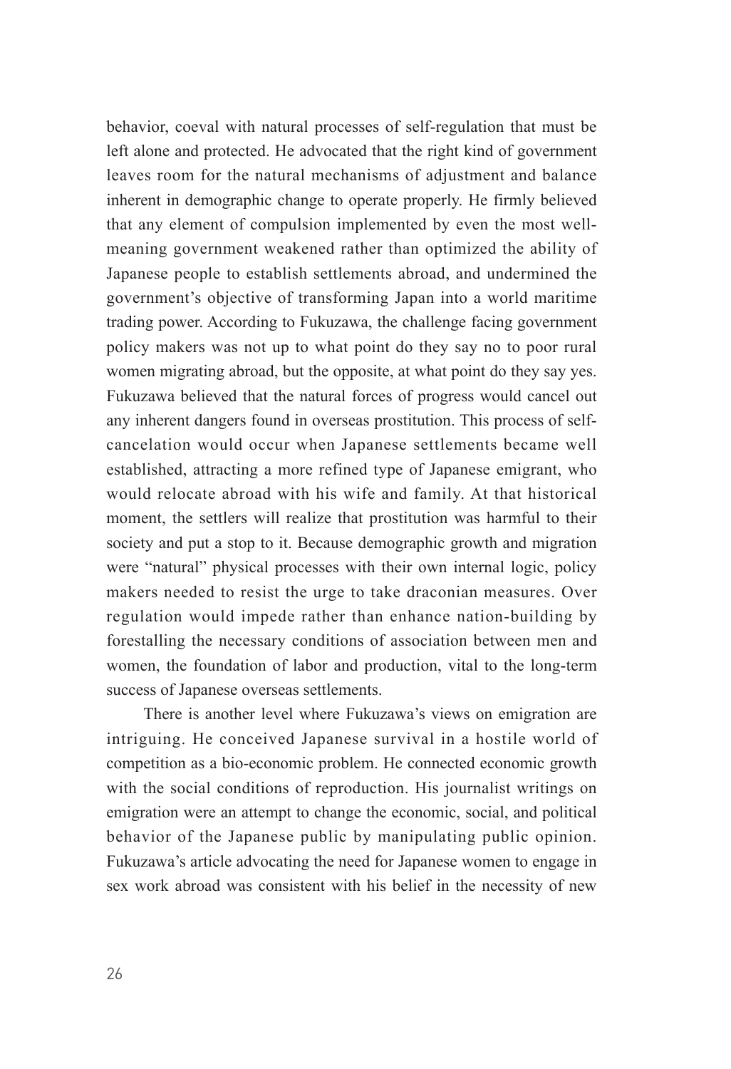behavior, coeval with natural processes of self-regulation that must be left alone and protected. He advocated that the right kind of government leaves room for the natural mechanisms of adjustment and balance inherent in demographic change to operate properly. He firmly believed that any element of compulsion implemented by even the most well-meaning government weakened rather than optimized the ability of Japanese people to establish settlements abroad, and undermined the government's objective of transforming Japan into a world maritime trading power. According to Fukuzawa, the challenge facing government policy makers was not up to what point do they say no to poor rural women migrating abroad, but the opposite, at what point do they say yes. Fukuzawa believed that the natural forces of progress would cancel out any inherent dangers found in overseas prostitution. This process of self-cancelation would occur when Japanese settlements became well established, attracting a more refined type of Japanese emigrant, who would relocate abroad with his wife and family. At that historical moment, the settlers will realize that prostitution was harmful to their society and put a stop to it. Because demographic growth and migration were "natural" physical processes with their own internal logic, policy makers needed to resist the urge to take draconian measures. Over regulation would impede rather than enhance nation-building by forestalling the necessary conditions of association between men and women, the foundation of labor and production, vital to the long-term success of Japanese overseas settlements.

There is another level where Fukuzawa's views on emigration are intriguing. He conceived Japanese survival in a hostile world of competition as a bio-economic problem. He connected economic growth with the social conditions of reproduction. His journalist writings on emigration were an attempt to change the economic, social, and political behavior of the Japanese public by manipulating public opinion. Fukuzawa's article advocating the need for Japanese women to engage in sex work abroad was consistent with his belief in the necessity of new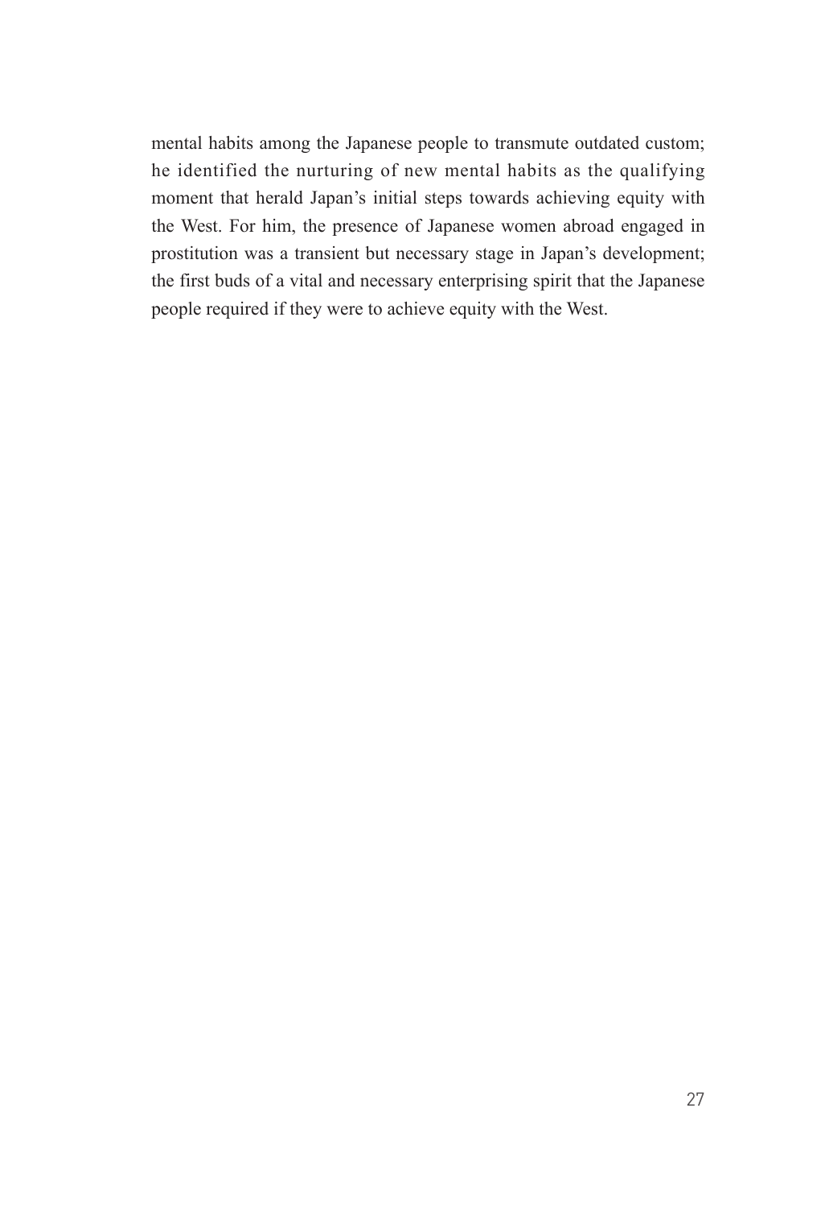mental habits among the Japanese people to transmute outdated custom; he identified the nurturing of new mental habits as the qualifying moment that herald Japan's initial steps towards achieving equity with the West. For him, the presence of Japanese women abroad engaged in prostitution was a transient but necessary stage in Japan's development; the first buds of a vital and necessary enterprising spirit that the Japanese people required if they were to achieve equity with the West.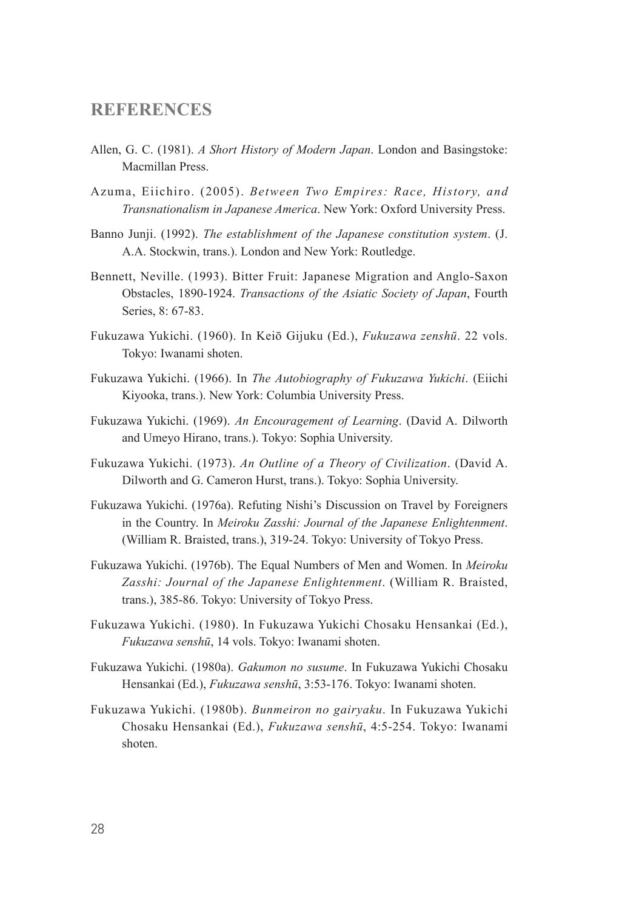## REFERENCES

Allen, G. C. (1981). *A Short History of Modern Japan*. London and Basingstoke: Macmillan Press.

Azuma, Eiichiro. (2005). *Between Two Empires: Race, History, and Transnationalism in Japanese America*. New York: Oxford University Press.

Banno Junji. (1992). *The establishment of the Japanese constitution system*. (J. A.A. Stockwin, trans.). London and New York: Routledge.

Bennett, Neville. (1993). Bitter Fruit: Japanese Migration and Anglo-Saxon Obstacles, 1890-1924. *Transactions of the Asiatic Society of Japan*, Fourth Series, 8: 67-83.

Fukuzawa Yukichi. (1960). In Keiō Gijuku (Ed.), *Fukuzawa zenshū*. 22 vols. Tokyo: Iwanami shoten.

Fukuzawa Yukichi. (1966). In *The Autobiography of Fukuzawa Yukichi*. (Eiichi Kiyooka, trans.). New York: Columbia University Press.

Fukuzawa Yukichi. (1969). *An Encouragement of Learning*. (David A. Dilworth and Umeyo Hirano, trans.). Tokyo: Sophia University.

Fukuzawa Yukichi. (1973). *An Outline of a Theory of Civilization*. (David A. Dilworth and G. Cameron Hurst, trans.). Tokyo: Sophia University.

Fukuzawa Yukichi. (1976a). Refuting Nishi's Discussion on Travel by Foreigners in the Country. In *Meiroku Zasshi: Journal of the Japanese Enlightenment*. (William R. Braisted, trans.), 319-24. Tokyo: University of Tokyo Press.

Fukuzawa Yukichi. (1976b). The Equal Numbers of Men and Women. In *Meiroku Zasshi: Journal of the Japanese Enlightenment*. (William R. Braisted, trans.), 385-86. Tokyo: University of Tokyo Press.

Fukuzawa Yukichi. (1980). In Fukuzawa Yukichi Chosaku Hensankai (Ed.), *Fukuzawa senshū*, 14 vols. Tokyo: Iwanami shoten.

Fukuzawa Yukichi. (1980a). *Gakumon no susume*. In Fukuzawa Yukichi Chosaku Hensankai (Ed.), *Fukuzawa senshū*, 3:53-176. Tokyo: Iwanami shoten.

Fukuzawa Yukichi. (1980b). *Bunmeiron no gairyaku*. In Fukuzawa Yukichi Chosaku Hensankai (Ed.), *Fukuzawa senshū*, 4:5-254. Tokyo: Iwanami shoten.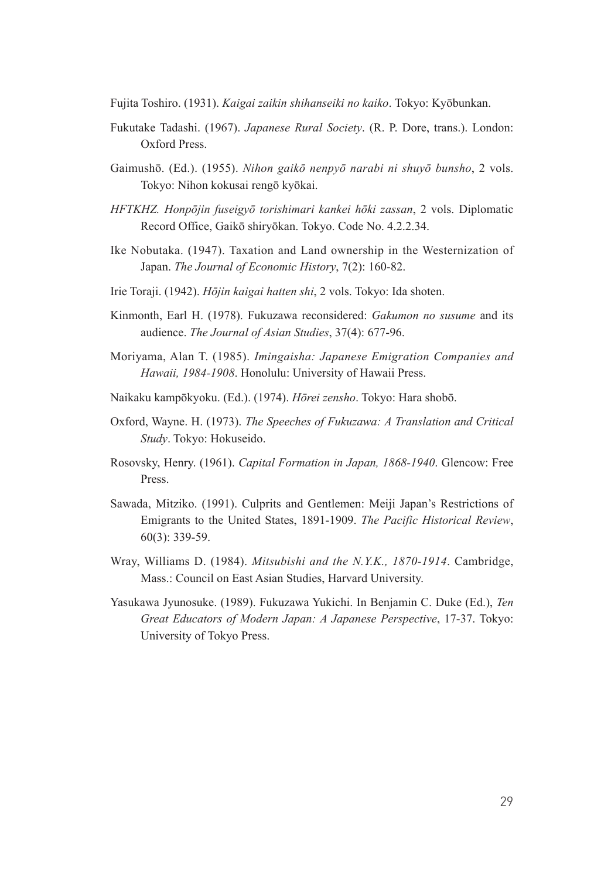Fujita Toshiro. (1931). *Kaigai zaikin shihanseiki no kaiko*. Tokyo: Kyōbunkan.

Fukutake Tadashi. (1967). *Japanese Rural Society*. (R. P. Dore, trans.). London: Oxford Press.

Gaimushō. (Ed.). (1955). *Nihon gaikō nenpyō narabi ni shuyō bunsho*, 2 vols. Tokyo: Nihon kokusai rengō kyōkai.

*HFTKHZ. Honpōjin fuseigyō torishimari kankei hōki zassan*, 2 vols. Diplomatic Record Office, Gaikō shiryōkan. Tokyo. Code No. 4.2.2.34.

Ike Nobutaka. (1947). Taxation and Land ownership in the Westernization of Japan. *The Journal of Economic History*, 7(2): 160-82.

Irie Toraji. (1942). *Hōjin kaigai hatten shi*, 2 vols. Tokyo: Ida shoten.

Kinmonth, Earl H. (1978). Fukuzawa reconsidered: *Gakumon no susume* and its audience. *The Journal of Asian Studies*, 37(4): 677-96.

Moriyama, Alan T. (1985). *Imingaisha: Japanese Emigration Companies and Hawaii, 1984-1908*. Honolulu: University of Hawaii Press.

Naikaku kampōkyoku. (Ed.). (1974). *Hōrei zensho*. Tokyo: Hara shobō.

Oxford, Wayne. H. (1973). *The Speeches of Fukuzawa: A Translation and Critical Study*. Tokyo: Hokuseido.

Rosovsky, Henry. (1961). *Capital Formation in Japan, 1868-1940*. Glencow: Free Press.

Sawada, Mitziko. (1991). Culprits and Gentlemen: Meiji Japan's Restrictions of Emigrants to the United States, 1891-1909. *The Pacific Historical Review*, 60(3): 339-59.

Wray, Williams D. (1984). *Mitsubishi and the N.Y.K., 1870-1914*. Cambridge, Mass.: Council on East Asian Studies, Harvard University.

Yasukawa Jyunosuke. (1989). Fukuzawa Yukichi. In Benjamin C. Duke (Ed.), *Ten Great Educators of Modern Japan: A Japanese Perspective*, 17-37. Tokyo: University of Tokyo Press.